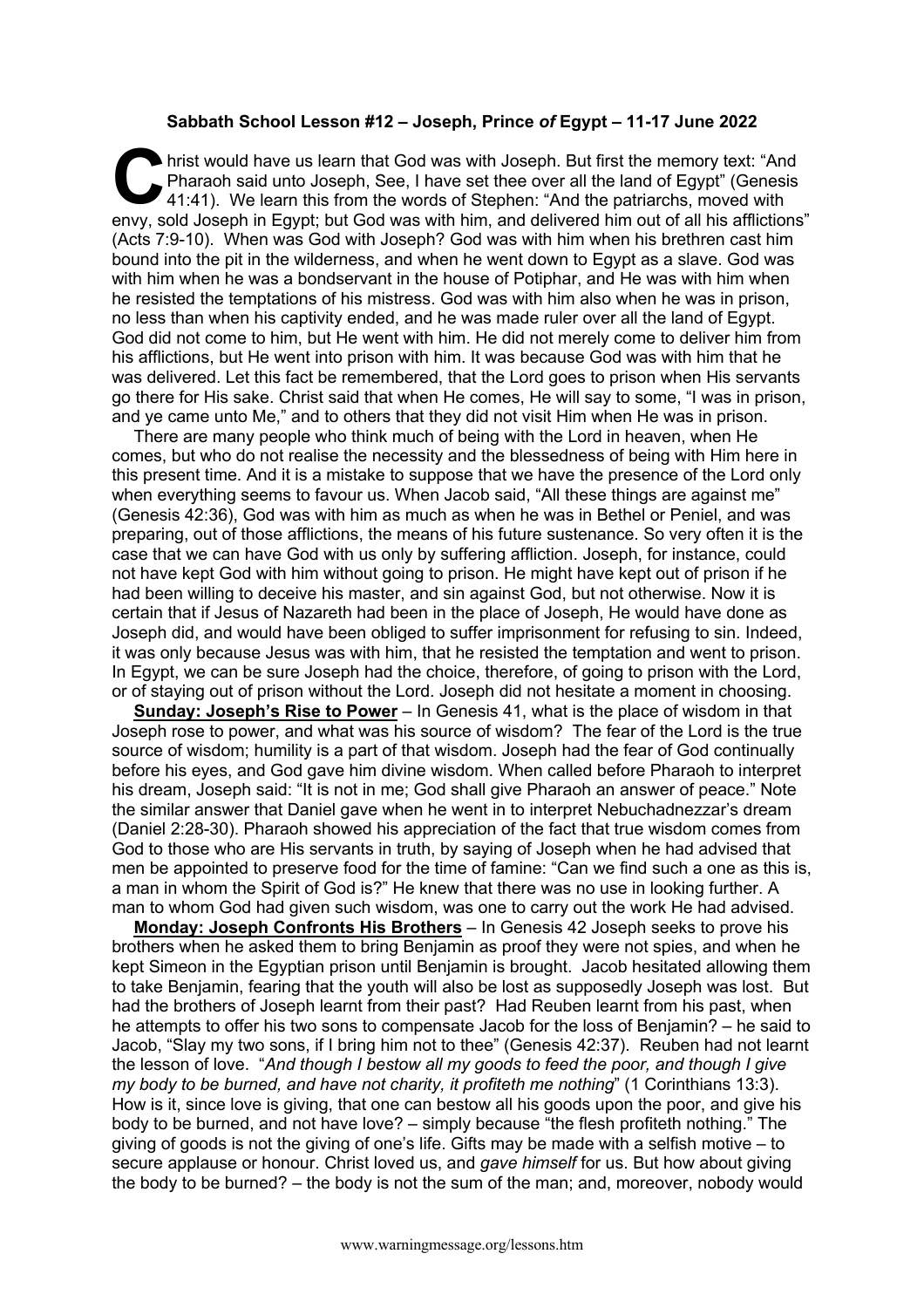**Sabbath School Lesson #12 – Joseph, Prince *of* Egypt – 11-17 June 2022**

Christ would have us learn that God was with Joseph. But first the memory text: "And Pharaoh said unto Joseph, See, I have set thee over all the land of Egypt" (Genesis 41:41). We learn this from the words of Stephen: "And the patriarchs, moved with envy, sold Joseph in Egypt; but God was with him, and delivered him out of all his afflictions" (Acts 7:9-10). When was God with Joseph? God was with him when his brethren cast him bound into the pit in the wilderness, and when he went down to Egypt as a slave. God was with him when he was a bondservant in the house of Potiphar, and He was with him when he resisted the temptations of his mistress. God was with him also when he was in prison, no less than when his captivity ended, and he was made ruler over all the land of Egypt. God did not come to him, but He went with him. He did not merely come to deliver him from his afflictions, but He went into prison with him. It was because God was with him that he was delivered. Let this fact be remembered, that the Lord goes to prison when His servants go there for His sake. Christ said that when He comes, He will say to some, "I was in prison, and ye came unto Me," and to others that they did not visit Him when He was in prison.

There are many people who think much of being with the Lord in heaven, when He comes, but who do not realise the necessity and the blessedness of being with Him here in this present time. And it is a mistake to suppose that we have the presence of the Lord only when everything seems to favour us. When Jacob said, "All these things are against me" (Genesis 42:36), God was with him as much as when he was in Bethel or Peniel, and was preparing, out of those afflictions, the means of his future sustenance. So very often it is the case that we can have God with us only by suffering affliction. Joseph, for instance, could not have kept God with him without going to prison. He might have kept out of prison if he had been willing to deceive his master, and sin against God, but not otherwise. Now it is certain that if Jesus of Nazareth had been in the place of Joseph, He would have done as Joseph did, and would have been obliged to suffer imprisonment for refusing to sin. Indeed, it was only because Jesus was with him, that he resisted the temptation and went to prison. In Egypt, we can be sure Joseph had the choice, therefore, of going to prison with the Lord, or of staying out of prison without the Lord. Joseph did not hesitate a moment in choosing.

**Sunday: Joseph's Rise to Power** – In Genesis 41, what is the place of wisdom in that Joseph rose to power, and what was his source of wisdom? The fear of the Lord is the true source of wisdom; humility is a part of that wisdom. Joseph had the fear of God continually before his eyes, and God gave him divine wisdom. When called before Pharaoh to interpret his dream, Joseph said: "It is not in me; God shall give Pharaoh an answer of peace." Note the similar answer that Daniel gave when he went in to interpret Nebuchadnezzar's dream (Daniel 2:28-30). Pharaoh showed his appreciation of the fact that true wisdom comes from God to those who are His servants in truth, by saying of Joseph when he had advised that men be appointed to preserve food for the time of famine: "Can we find such a one as this is, a man in whom the Spirit of God is?" He knew that there was no use in looking further. A man to whom God had given such wisdom, was one to carry out the work He had advised.

**Monday: Joseph Confronts His Brothers** – In Genesis 42 Joseph seeks to prove his brothers when he asked them to bring Benjamin as proof they were not spies, and when he kept Simeon in the Egyptian prison until Benjamin is brought. Jacob hesitated allowing them to take Benjamin, fearing that the youth will also be lost as supposedly Joseph was lost. But had the brothers of Joseph learnt from their past? Had Reuben learnt from his past, when he attempts to offer his two sons to compensate Jacob for the loss of Benjamin? – he said to Jacob, "Slay my two sons, if I bring him not to thee" (Genesis 42:37). Reuben had not learnt the lesson of love. "*And though I bestow all my goods to feed the poor, and though I give my body to be burned, and have not charity, it profiteth me nothing*" (1 Corinthians 13:3). How is it, since love is giving, that one can bestow all his goods upon the poor, and give his body to be burned, and not have love? – simply because "the flesh profiteth nothing." The giving of goods is not the giving of one's life. Gifts may be made with a selfish motive – to secure applause or honour. Christ loved us, and *gave himself* for us. But how about giving the body to be burned? – the body is not the sum of the man; and, moreover, nobody would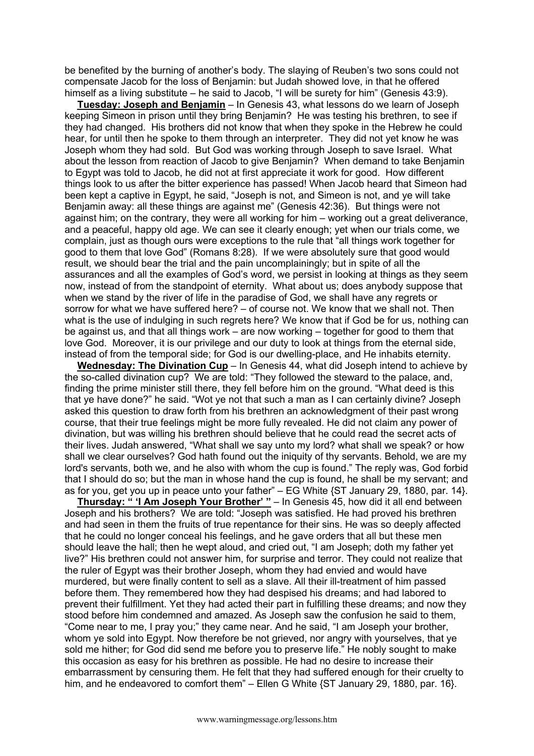be benefited by the burning of another's body. The slaying of Reuben's two sons could not compensate Jacob for the loss of Benjamin: but Judah showed love, in that he offered himself as a living substitute – he said to Jacob, "I will be surety for him" (Genesis 43:9).

**Tuesday: Joseph and Benjamin** – In Genesis 43, what lessons do we learn of Joseph keeping Simeon in prison until they bring Benjamin? He was testing his brethren, to see if they had changed. His brothers did not know that when they spoke in the Hebrew he could hear, for until then he spoke to them through an interpreter. They did not yet know he was Joseph whom they had sold. But God was working through Joseph to save Israel. What about the lesson from reaction of Jacob to give Benjamin? When demand to take Benjamin to Egypt was told to Jacob, he did not at first appreciate it work for good. How different things look to us after the bitter experience has passed! When Jacob heard that Simeon had been kept a captive in Egypt, he said, "Joseph is not, and Simeon is not, and ye will take Benjamin away: all these things are against me" (Genesis 42:36). But things were not against him; on the contrary, they were all working for him – working out a great deliverance, and a peaceful, happy old age. We can see it clearly enough; yet when our trials come, we complain, just as though ours were exceptions to the rule that "all things work together for good to them that love God" (Romans 8:28). If we were absolutely sure that good would result, we should bear the trial and the pain uncomplainingly; but in spite of all the assurances and all the examples of God's word, we persist in looking at things as they seem now, instead of from the standpoint of eternity. What about us; does anybody suppose that when we stand by the river of life in the paradise of God, we shall have any regrets or sorrow for what we have suffered here? – of course not. We know that we shall not. Then what is the use of indulging in such regrets here? We know that if God be for us, nothing can be against us, and that all things work – are now working – together for good to them that love God. Moreover, it is our privilege and our duty to look at things from the eternal side, instead of from the temporal side; for God is our dwelling-place, and He inhabits eternity.

**Wednesday: The Divination Cup** – In Genesis 44, what did Joseph intend to achieve by the so-called divination cup? We are told: "They followed the steward to the palace, and, finding the prime minister still there, they fell before him on the ground. "What deed is this that ye have done?" he said. "Wot ye not that such a man as I can certainly divine? Joseph asked this question to draw forth from his brethren an acknowledgment of their past wrong course, that their true feelings might be more fully revealed. He did not claim any power of divination, but was willing his brethren should believe that he could read the secret acts of their lives. Judah answered, "What shall we say unto my lord? what shall we speak? or how shall we clear ourselves? God hath found out the iniquity of thy servants. Behold, we are my lord's servants, both we, and he also with whom the cup is found." The reply was, God forbid that I should do so; but the man in whose hand the cup is found, he shall be my servant; and as for you, get you up in peace unto your father" – EG White {ST January 29, 1880, par. 14}.

**Thursday: " 'I Am Joseph Your Brother' "** – In Genesis 45, how did it all end between Joseph and his brothers? We are told: "Joseph was satisfied. He had proved his brethren and had seen in them the fruits of true repentance for their sins. He was so deeply affected that he could no longer conceal his feelings, and he gave orders that all but these men should leave the hall; then he wept aloud, and cried out, "I am Joseph; doth my father yet live?" His brethren could not answer him, for surprise and terror. They could not realize that the ruler of Egypt was their brother Joseph, whom they had envied and would have murdered, but were finally content to sell as a slave. All their ill-treatment of him passed before them. They remembered how they had despised his dreams; and had labored to prevent their fulfillment. Yet they had acted their part in fulfilling these dreams; and now they stood before him condemned and amazed. As Joseph saw the confusion he said to them, "Come near to me, I pray you;" they came near. And he said, "I am Joseph your brother, whom ye sold into Egypt. Now therefore be not grieved, nor angry with yourselves, that ye sold me hither; for God did send me before you to preserve life." He nobly sought to make this occasion as easy for his brethren as possible. He had no desire to increase their embarrassment by censuring them. He felt that they had suffered enough for their cruelty to him, and he endeavored to comfort them" – Ellen G White {ST January 29, 1880, par. 16}.

www.warningmessage.org/lessons.htm